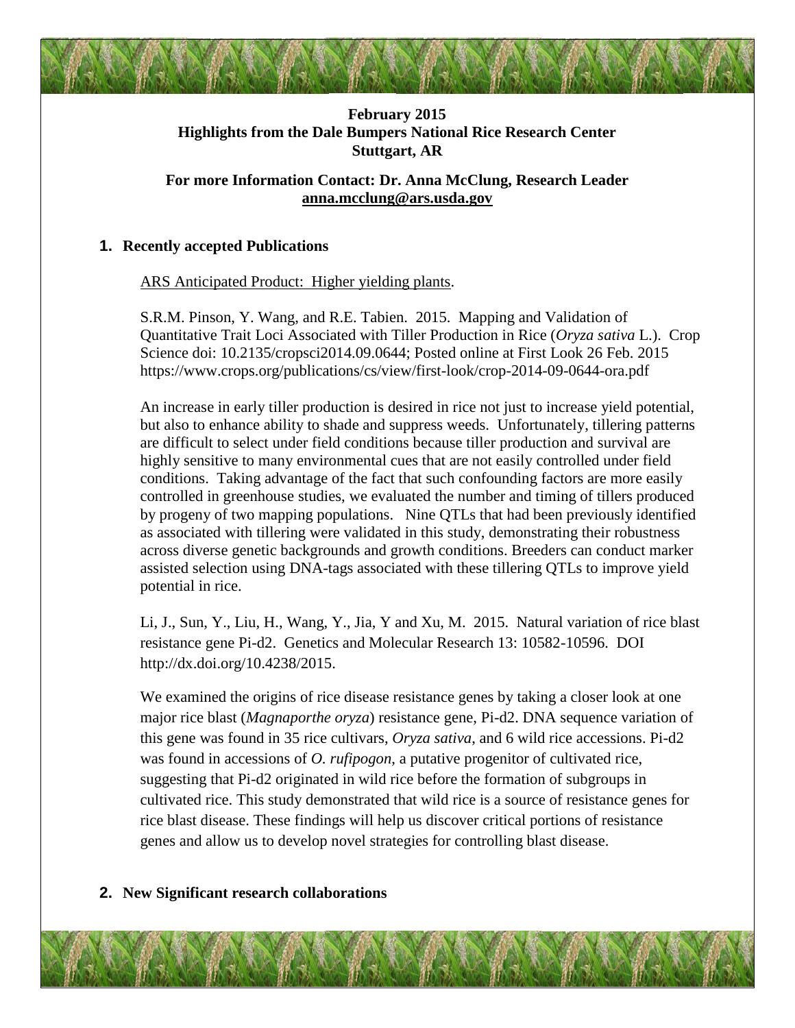**February 2015**
**Highlights from the Dale Bumpers National Rice Research Center**
**Stuttgart, AR**

**For more Information Contact: Dr. Anna McClung, Research Leader**
**anna.mcclung@ars.usda.gov**

## 1. Recently accepted Publications

ARS Anticipated Product: Higher yielding plants.

S.R.M. Pinson, Y. Wang, and R.E. Tabien. 2015. Mapping and Validation of Quantitative Trait Loci Associated with Tiller Production in Rice (*Oryza sativa* L.). Crop Science doi: 10.2135/cropsci2014.09.0644; Posted online at First Look 26 Feb. 2015 https://www.crops.org/publications/cs/view/first-look/crop-2014-09-0644-ora.pdf

An increase in early tiller production is desired in rice not just to increase yield potential, but also to enhance ability to shade and suppress weeds. Unfortunately, tillering patterns are difficult to select under field conditions because tiller production and survival are highly sensitive to many environmental cues that are not easily controlled under field conditions. Taking advantage of the fact that such confounding factors are more easily controlled in greenhouse studies, we evaluated the number and timing of tillers produced by progeny of two mapping populations. Nine QTLs that had been previously identified as associated with tillering were validated in this study, demonstrating their robustness across diverse genetic backgrounds and growth conditions. Breeders can conduct marker assisted selection using DNA-tags associated with these tillering QTLs to improve yield potential in rice.

Li, J., Sun, Y., Liu, H., Wang, Y., Jia, Y and Xu, M. 2015. Natural variation of rice blast resistance gene Pi-d2. Genetics and Molecular Research 13: 10582-10596. DOI http://dx.doi.org/10.4238/2015.

We examined the origins of rice disease resistance genes by taking a closer look at one major rice blast (*Magnaporthe oryza*) resistance gene, Pi-d2. DNA sequence variation of this gene was found in 35 rice cultivars, *Oryza sativa*, and 6 wild rice accessions. Pi-d2 was found in accessions of *O. rufipogon*, a putative progenitor of cultivated rice, suggesting that Pi-d2 originated in wild rice before the formation of subgroups in cultivated rice. This study demonstrated that wild rice is a source of resistance genes for rice blast disease. These findings will help us discover critical portions of resistance genes and allow us to develop novel strategies for controlling blast disease.

## 2. New Significant research collaborations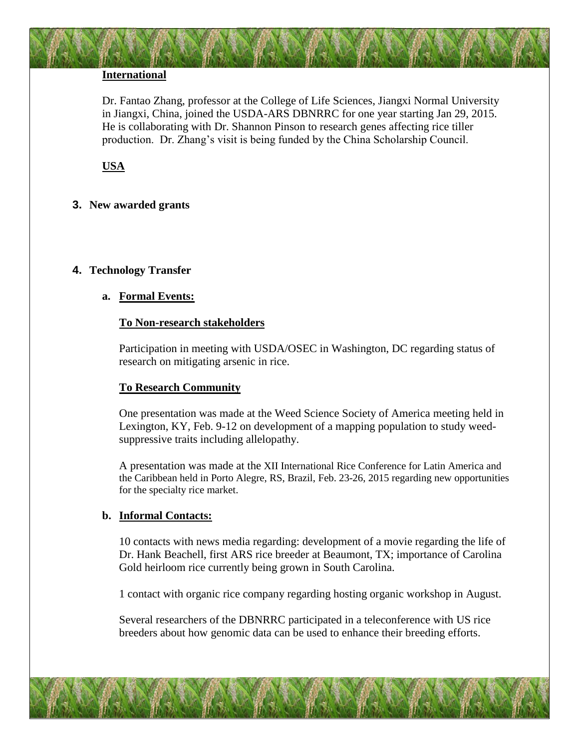**International**

Dr. Fantao Zhang, professor at the College of Life Sciences, Jiangxi Normal University in Jiangxi, China, joined the USDA-ARS DBNRRC for one year starting Jan 29, 2015. He is collaborating with Dr. Shannon Pinson to research genes affecting rice tiller production. Dr. Zhang's visit is being funded by the China Scholarship Council.

**USA**

## 3. New awarded grants

## 4. Technology Transfer

### a. Formal Events:

**To Non-research stakeholders**

Participation in meeting with USDA/OSEC in Washington, DC regarding status of research on mitigating arsenic in rice.

**To Research Community**

One presentation was made at the Weed Science Society of America meeting held in Lexington, KY, Feb. 9-12 on development of a mapping population to study weed-suppressive traits including allelopathy.

A presentation was made at the XII International Rice Conference for Latin America and the Caribbean held in Porto Alegre, RS, Brazil, Feb. 23-26, 2015 regarding new opportunities for the specialty rice market.

### b. Informal Contacts:

10 contacts with news media regarding: development of a movie regarding the life of Dr. Hank Beachell, first ARS rice breeder at Beaumont, TX; importance of Carolina Gold heirloom rice currently being grown in South Carolina.

1 contact with organic rice company regarding hosting organic workshop in August.

Several researchers of the DBNRRC participated in a teleconference with US rice breeders about how genomic data can be used to enhance their breeding efforts.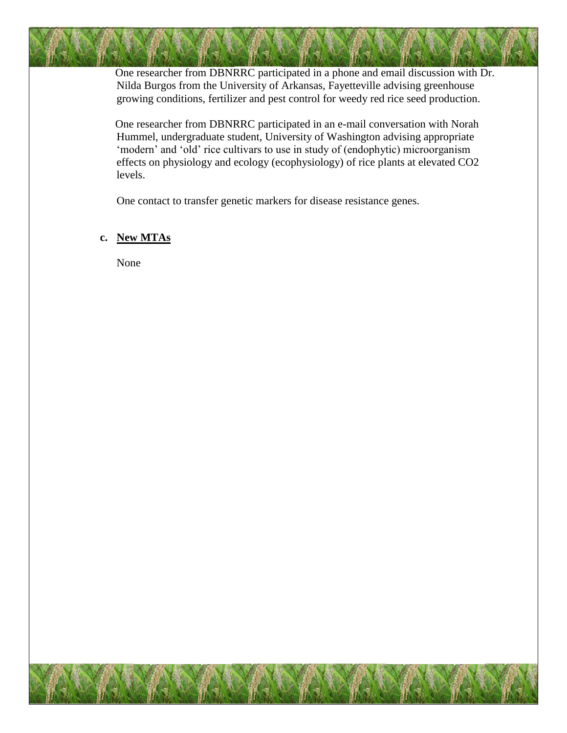One researcher from DBNRRC participated in a phone and email discussion with Dr. Nilda Burgos from the University of Arkansas, Fayetteville advising greenhouse growing conditions, fertilizer and pest control for weedy red rice seed production.

One researcher from DBNRRC participated in an e-mail conversation with Norah Hummel, undergraduate student, University of Washington advising appropriate 'modern' and 'old' rice cultivars to use in study of (endophytic) microorganism effects on physiology and ecology (ecophysiology) of rice plants at elevated $CO_2$ levels.

One contact to transfer genetic markers for disease resistance genes.

**c. New MTAs**

None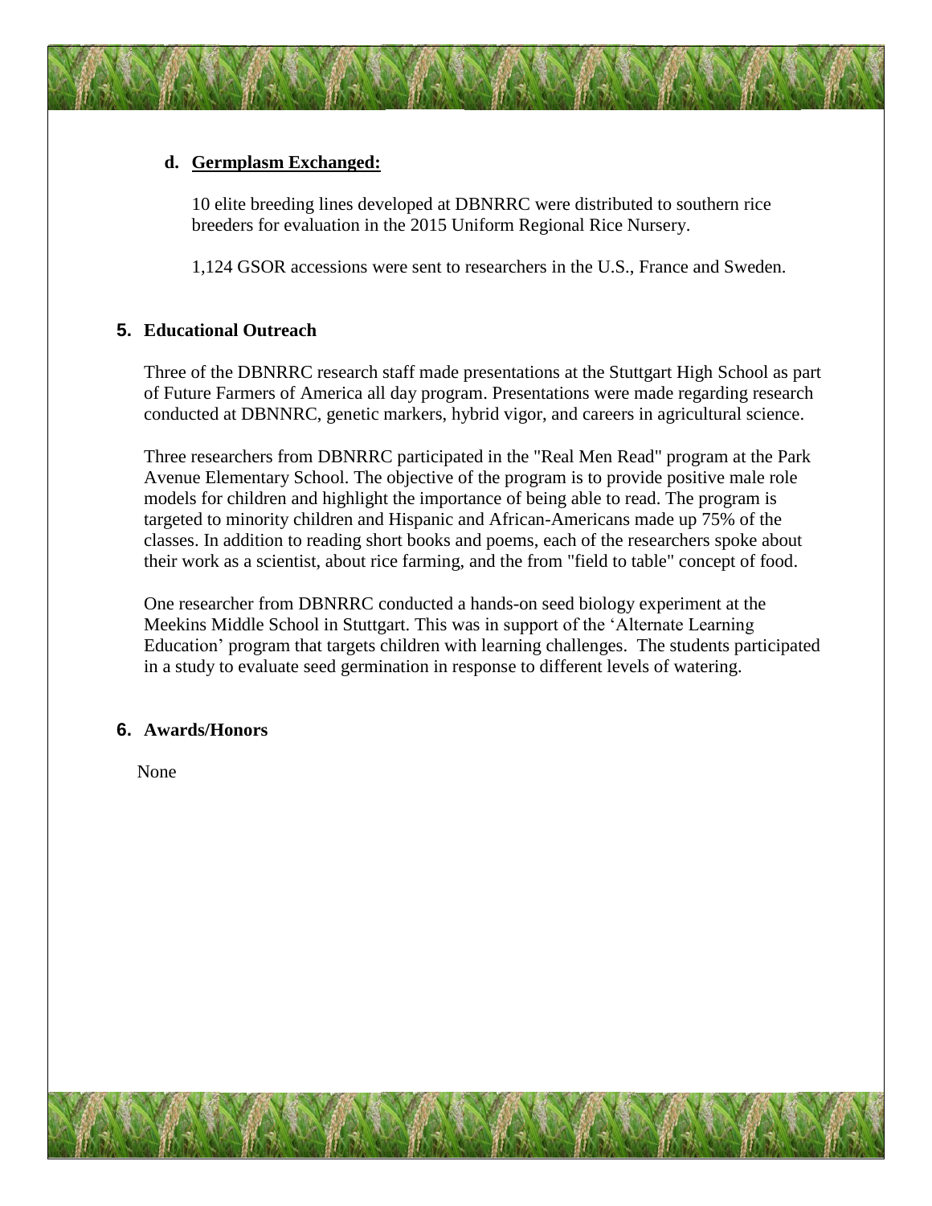**d. <u>Germplasm Exchanged:</u>**

10 elite breeding lines developed at DBNRRC were distributed to southern rice breeders for evaluation in the 2015 Uniform Regional Rice Nursery.

1,124 GSOR accessions were sent to researchers in the U.S., France and Sweden.

## 5. Educational Outreach

Three of the DBNRRC research staff made presentations at the Stuttgart High School as part of Future Farmers of America all day program. Presentations were made regarding research conducted at DBNNRC, genetic markers, hybrid vigor, and careers in agricultural science.

Three researchers from DBNRRC participated in the "Real Men Read" program at the Park Avenue Elementary School. The objective of the program is to provide positive male role models for children and highlight the importance of being able to read. The program is targeted to minority children and Hispanic and African-Americans made up 75% of the classes. In addition to reading short books and poems, each of the researchers spoke about their work as a scientist, about rice farming, and the from "field to table" concept of food.

One researcher from DBNRRC conducted a hands-on seed biology experiment at the Meekins Middle School in Stuttgart. This was in support of the 'Alternate Learning Education' program that targets children with learning challenges. The students participated in a study to evaluate seed germination in response to different levels of watering.

## 6. Awards/Honors

None